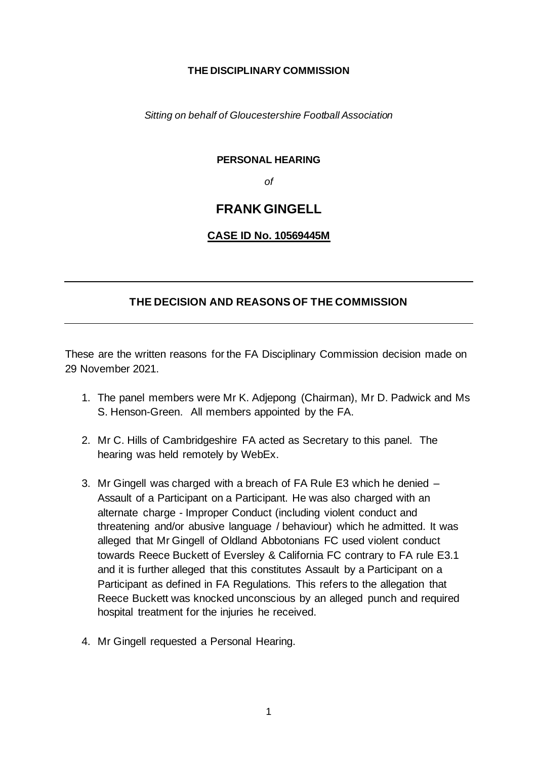**THE DISCIPLINARY COMMISSION**

*Sitting on behalf of Gloucestershire Football Association*

**PERSONAL HEARING**

*of*

# FRANK GINGELL

**CASE ID No. 10569445M**

---

## THE DECISION AND REASONS OF THE COMMISSION

---

These are the written reasons for the FA Disciplinary Commission decision made on 29 November 2021.

1. The panel members were Mr K. Adjepong (Chairman), Mr D. Padwick and Ms S. Henson-Green. All members appointed by the FA.

2. Mr C. Hills of Cambridgeshire FA acted as Secretary to this panel. The hearing was held remotely by WebEx.

3. Mr Gingell was charged with a breach of FA Rule E3 which he denied – Assault of a Participant on a Participant. He was also charged with an alternate charge - Improper Conduct (including violent conduct and threatening and/or abusive language / behaviour) which he admitted. It was alleged that Mr Gingell of Oldland Abbotonians FC used violent conduct towards Reece Buckett of Eversley & California FC contrary to FA rule E3.1 and it is further alleged that this constitutes Assault by a Participant on a Participant as defined in FA Regulations. This refers to the allegation that Reece Buckett was knocked unconscious by an alleged punch and required hospital treatment for the injuries he received.

4. Mr Gingell requested a Personal Hearing.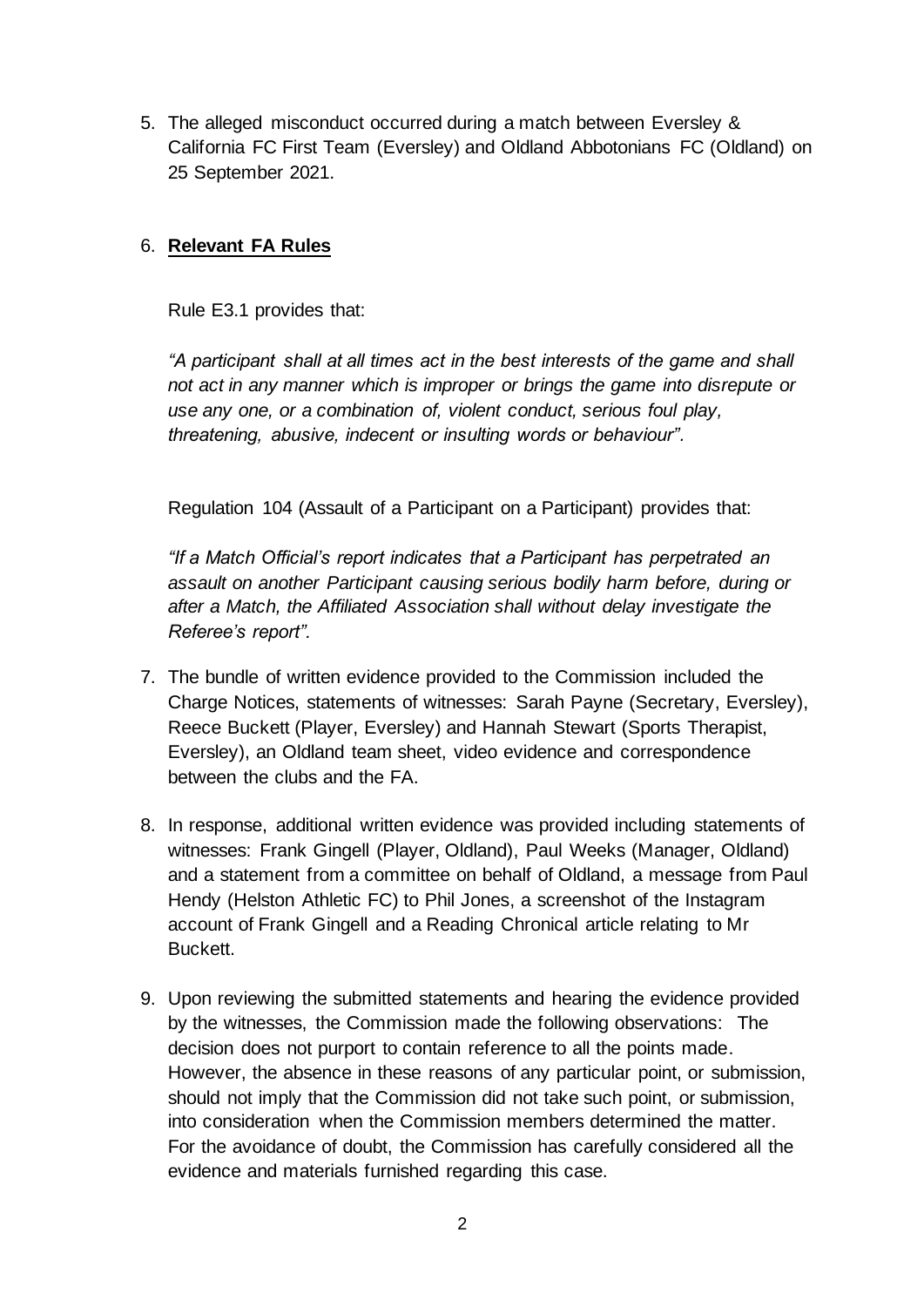5. The alleged misconduct occurred during a match between Eversley & California FC First Team (Eversley) and Oldland Abbotonians FC (Oldland) on 25 September 2021.

6. **Relevant FA Rules**

   Rule E3.1 provides that:

   *"A participant shall at all times act in the best interests of the game and shall not act in any manner which is improper or brings the game into disrepute or use any one, or a combination of, violent conduct, serious foul play, threatening, abusive, indecent or insulting words or behaviour".*

   Regulation 104 (Assault of a Participant on a Participant) provides that:

   *"If a Match Official's report indicates that a Participant has perpetrated an assault on another Participant causing serious bodily harm before, during or after a Match, the Affiliated Association shall without delay investigate the Referee's report".*

7. The bundle of written evidence provided to the Commission included the Charge Notices, statements of witnesses: Sarah Payne (Secretary, Eversley), Reece Buckett (Player, Eversley) and Hannah Stewart (Sports Therapist, Eversley), an Oldland team sheet, video evidence and correspondence between the clubs and the FA.

8. In response, additional written evidence was provided including statements of witnesses: Frank Gingell (Player, Oldland), Paul Weeks (Manager, Oldland) and a statement from a committee on behalf of Oldland, a message from Paul Hendy (Helston Athletic FC) to Phil Jones, a screenshot of the Instagram account of Frank Gingell and a Reading Chronical article relating to Mr Buckett.

9. Upon reviewing the submitted statements and hearing the evidence provided by the witnesses, the Commission made the following observations: The decision does not purport to contain reference to all the points made. However, the absence in these reasons of any particular point, or submission, should not imply that the Commission did not take such point, or submission, into consideration when the Commission members determined the matter. For the avoidance of doubt, the Commission has carefully considered all the evidence and materials furnished regarding this case.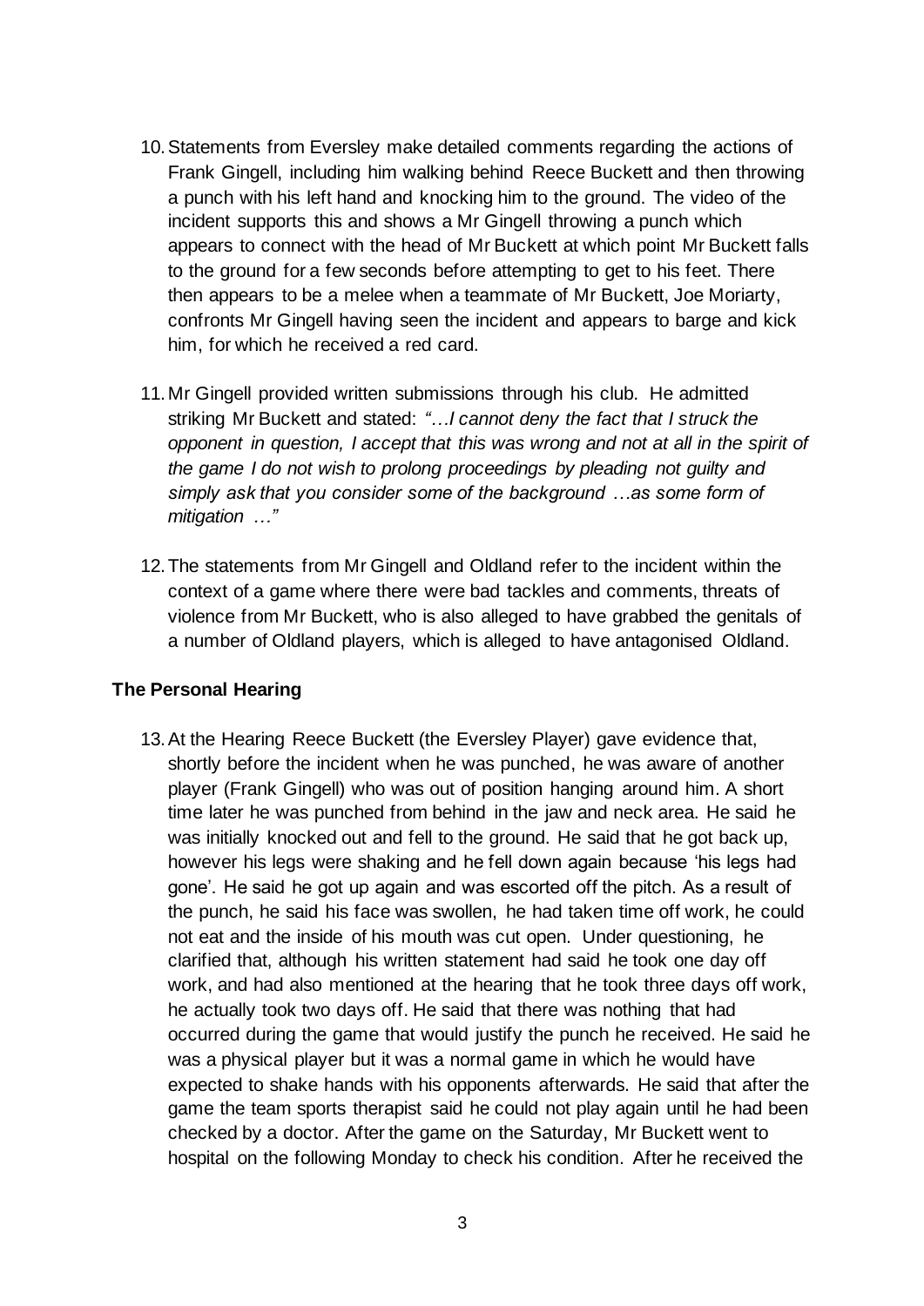10. Statements from Eversley make detailed comments regarding the actions of Frank Gingell, including him walking behind Reece Buckett and then throwing a punch with his left hand and knocking him to the ground. The video of the incident supports this and shows a Mr Gingell throwing a punch which appears to connect with the head of Mr Buckett at which point Mr Buckett falls to the ground for a few seconds before attempting to get to his feet. There then appears to be a melee when a teammate of Mr Buckett, Joe Moriarty, confronts Mr Gingell having seen the incident and appears to barge and kick him, for which he received a red card.

11. Mr Gingell provided written submissions through his club. He admitted striking Mr Buckett and stated: *"…I cannot deny the fact that I struck the opponent in question, I accept that this was wrong and not at all in the spirit of the game I do not wish to prolong proceedings by pleading not guilty and simply ask that you consider some of the background …as some form of mitigation …"*

12. The statements from Mr Gingell and Oldland refer to the incident within the context of a game where there were bad tackles and comments, threats of violence from Mr Buckett, who is also alleged to have grabbed the genitals of a number of Oldland players, which is alleged to have antagonised Oldland.

## The Personal Hearing

13. At the Hearing Reece Buckett (the Eversley Player) gave evidence that, shortly before the incident when he was punched, he was aware of another player (Frank Gingell) who was out of position hanging around him. A short time later he was punched from behind in the jaw and neck area. He said he was initially knocked out and fell to the ground. He said that he got back up, however his legs were shaking and he fell down again because 'his legs had gone'. He said he got up again and was escorted off the pitch. As a result of the punch, he said his face was swollen, he had taken time off work, he could not eat and the inside of his mouth was cut open. Under questioning, he clarified that, although his written statement had said he took one day off work, and had also mentioned at the hearing that he took three days off work, he actually took two days off. He said that there was nothing that had occurred during the game that would justify the punch he received. He said he was a physical player but it was a normal game in which he would have expected to shake hands with his opponents afterwards. He said that after the game the team sports therapist said he could not play again until he had been checked by a doctor. After the game on the Saturday, Mr Buckett went to hospital on the following Monday to check his condition. After he received the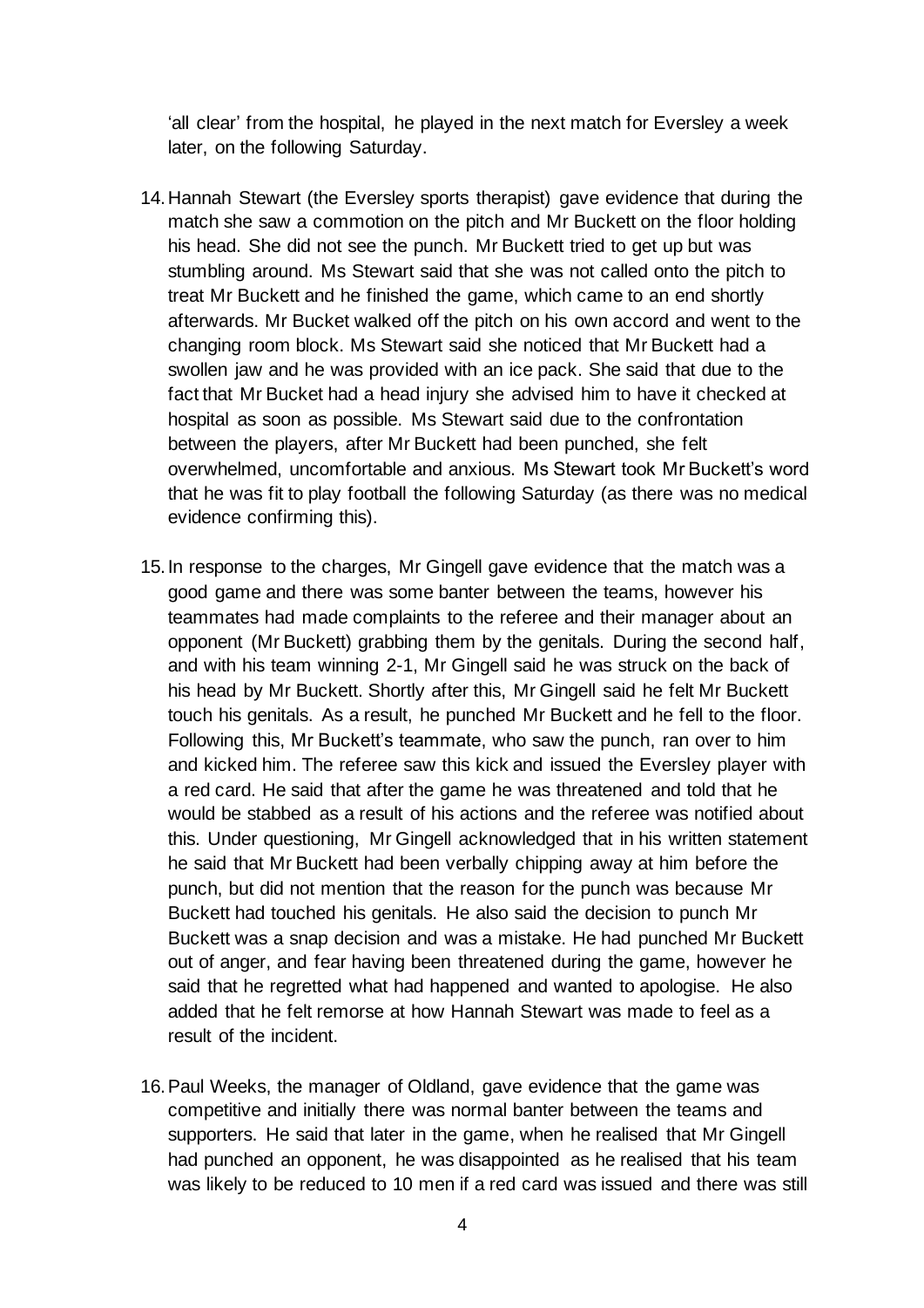'all clear' from the hospital, he played in the next match for Eversley a week later, on the following Saturday.

14. Hannah Stewart (the Eversley sports therapist) gave evidence that during the match she saw a commotion on the pitch and Mr Buckett on the floor holding his head. She did not see the punch. Mr Buckett tried to get up but was stumbling around. Ms Stewart said that she was not called onto the pitch to treat Mr Buckett and he finished the game, which came to an end shortly afterwards. Mr Bucket walked off the pitch on his own accord and went to the changing room block. Ms Stewart said she noticed that Mr Buckett had a swollen jaw and he was provided with an ice pack. She said that due to the fact that Mr Bucket had a head injury she advised him to have it checked at hospital as soon as possible. Ms Stewart said due to the confrontation between the players, after Mr Buckett had been punched, she felt overwhelmed, uncomfortable and anxious. Ms Stewart took Mr Buckett's word that he was fit to play football the following Saturday (as there was no medical evidence confirming this).

15. In response to the charges, Mr Gingell gave evidence that the match was a good game and there was some banter between the teams, however his teammates had made complaints to the referee and their manager about an opponent (Mr Buckett) grabbing them by the genitals. During the second half, and with his team winning 2-1, Mr Gingell said he was struck on the back of his head by Mr Buckett. Shortly after this, Mr Gingell said he felt Mr Buckett touch his genitals. As a result, he punched Mr Buckett and he fell to the floor. Following this, Mr Buckett's teammate, who saw the punch, ran over to him and kicked him. The referee saw this kick and issued the Eversley player with a red card. He said that after the game he was threatened and told that he would be stabbed as a result of his actions and the referee was notified about this. Under questioning, Mr Gingell acknowledged that in his written statement he said that Mr Buckett had been verbally chipping away at him before the punch, but did not mention that the reason for the punch was because Mr Buckett had touched his genitals. He also said the decision to punch Mr Buckett was a snap decision and was a mistake. He had punched Mr Buckett out of anger, and fear having been threatened during the game, however he said that he regretted what had happened and wanted to apologise. He also added that he felt remorse at how Hannah Stewart was made to feel as a result of the incident.

16. Paul Weeks, the manager of Oldland, gave evidence that the game was competitive and initially there was normal banter between the teams and supporters. He said that later in the game, when he realised that Mr Gingell had punched an opponent, he was disappointed as he realised that his team was likely to be reduced to 10 men if a red card was issued and there was still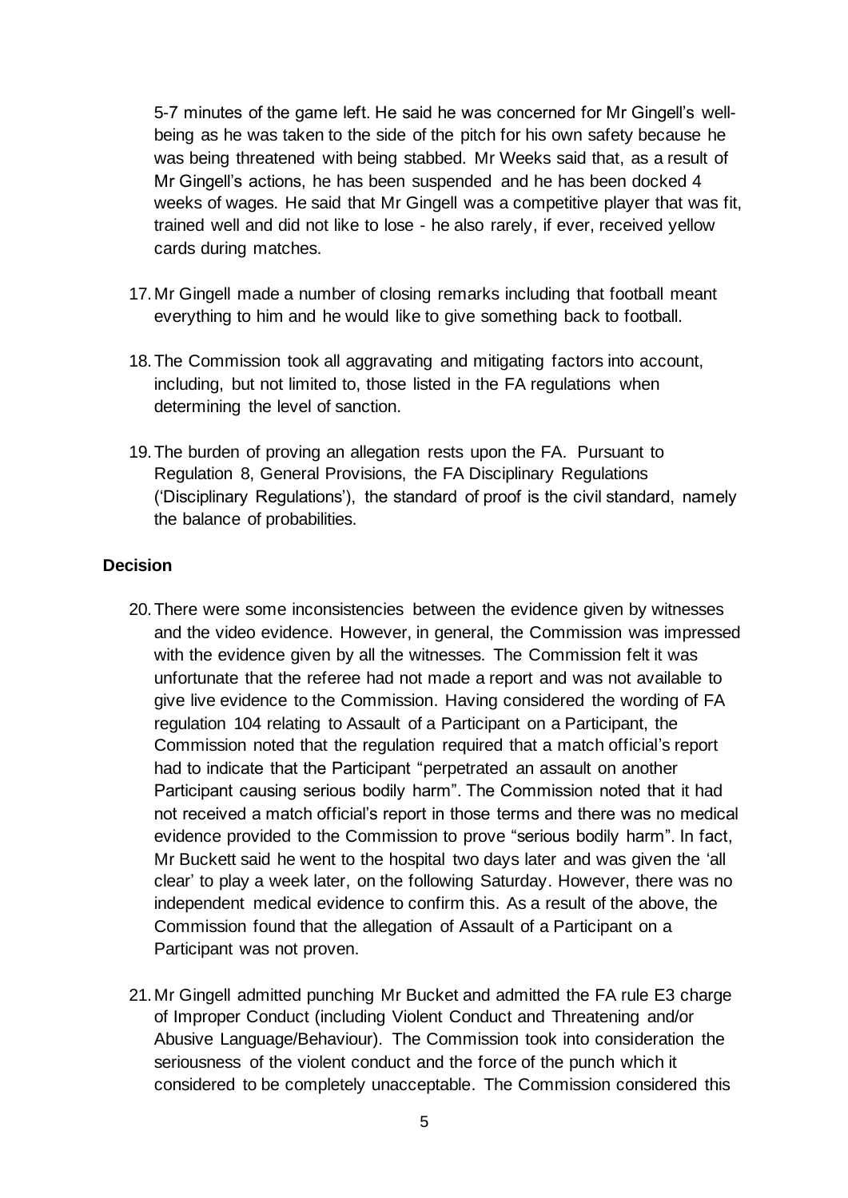5-7 minutes of the game left. He said he was concerned for Mr Gingell's well-being as he was taken to the side of the pitch for his own safety because he was being threatened with being stabbed. Mr Weeks said that, as a result of Mr Gingell's actions, he has been suspended and he has been docked 4 weeks of wages. He said that Mr Gingell was a competitive player that was fit, trained well and did not like to lose - he also rarely, if ever, received yellow cards during matches.

17. Mr Gingell made a number of closing remarks including that football meant everything to him and he would like to give something back to football.

18. The Commission took all aggravating and mitigating factors into account, including, but not limited to, those listed in the FA regulations when determining the level of sanction.

19. The burden of proving an allegation rests upon the FA. Pursuant to Regulation 8, General Provisions, the FA Disciplinary Regulations ('Disciplinary Regulations'), the standard of proof is the civil standard, namely the balance of probabilities.

## Decision

20. There were some inconsistencies between the evidence given by witnesses and the video evidence. However, in general, the Commission was impressed with the evidence given by all the witnesses. The Commission felt it was unfortunate that the referee had not made a report and was not available to give live evidence to the Commission. Having considered the wording of FA regulation 104 relating to Assault of a Participant on a Participant, the Commission noted that the regulation required that a match official's report had to indicate that the Participant "perpetrated an assault on another Participant causing serious bodily harm". The Commission noted that it had not received a match official's report in those terms and there was no medical evidence provided to the Commission to prove "serious bodily harm". In fact, Mr Buckett said he went to the hospital two days later and was given the 'all clear' to play a week later, on the following Saturday. However, there was no independent medical evidence to confirm this. As a result of the above, the Commission found that the allegation of Assault of a Participant on a Participant was not proven.

21. Mr Gingell admitted punching Mr Bucket and admitted the FA rule E3 charge of Improper Conduct (including Violent Conduct and Threatening and/or Abusive Language/Behaviour). The Commission took into consideration the seriousness of the violent conduct and the force of the punch which it considered to be completely unacceptable. The Commission considered this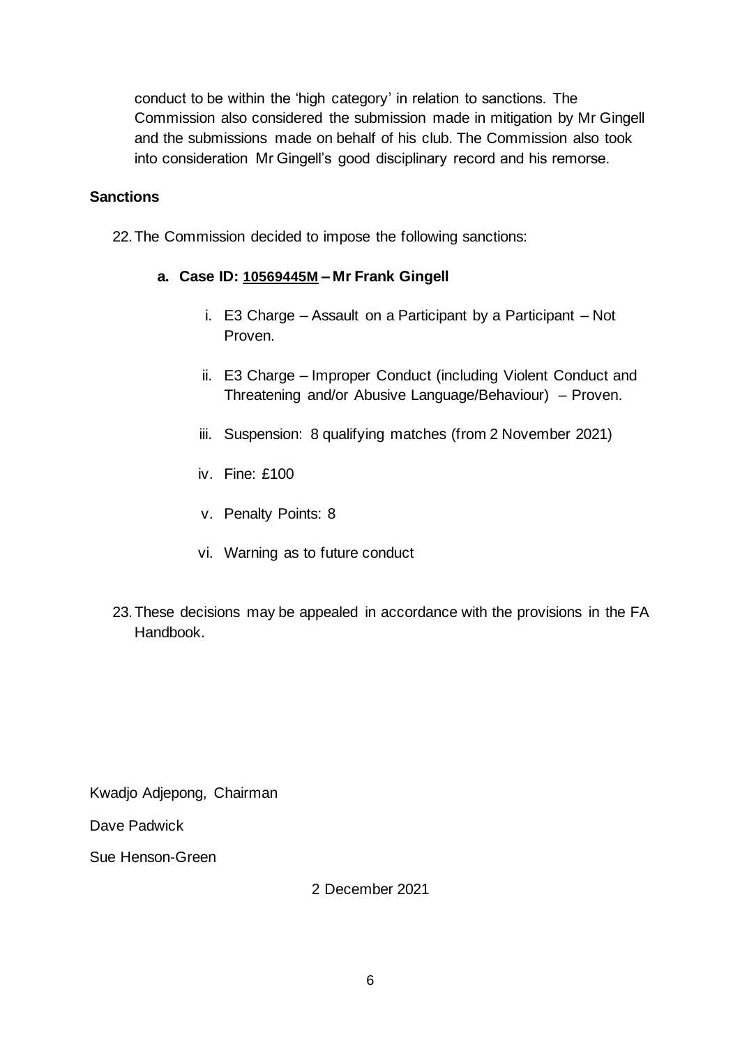conduct to be within the 'high category' in relation to sanctions. The Commission also considered the submission made in mitigation by Mr Gingell and the submissions made on behalf of his club. The Commission also took into consideration Mr Gingell's good disciplinary record and his remorse.

**Sanctions**

22. The Commission decided to impose the following sanctions:

   **a. Case ID: 10569445M – Mr Frank Gingell**

      i. E3 Charge – Assault on a Participant by a Participant – Not Proven.

      ii. E3 Charge – Improper Conduct (including Violent Conduct and Threatening and/or Abusive Language/Behaviour) – Proven.

      iii. Suspension: 8 qualifying matches (from 2 November 2021)

      iv. Fine: £100

      v. Penalty Points: 8

      vi. Warning as to future conduct

23. These decisions may be appealed in accordance with the provisions in the FA Handbook.

Kwadjo Adjepong, Chairman

Dave Padwick

Sue Henson-Green

2 December 2021